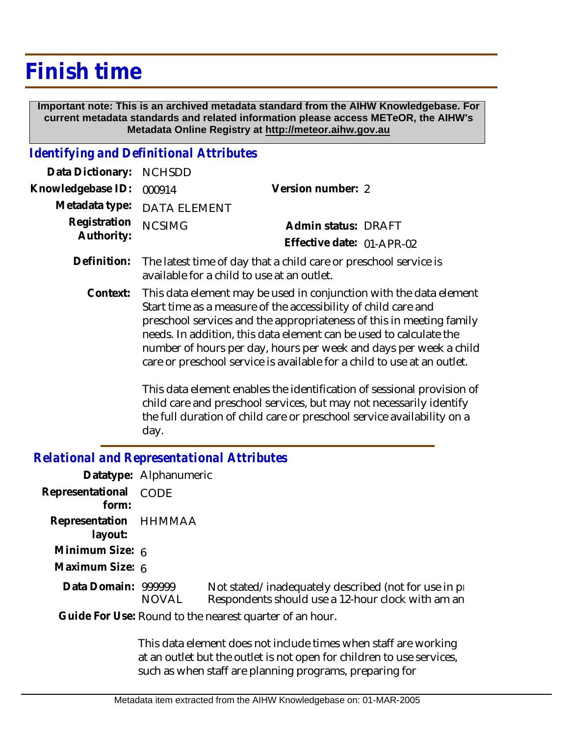# Finish time

**Important note: This is an archived metadata standard from the AIHW Knowledgebase. For current metadata standards and related information please access METeOR, the AIHW's Metadata Online Registry at http://meteor.aihw.gov.au**

## Identifying and Definitional Attributes

**Data Dictionary:** NCHSDD

**Knowledgebase ID:** 000914

**Version number:** 2

**Metadata type:** DATA ELEMENT

**Registration Authority:** NCSIMG

**Admin status:** DRAFT

**Effective date:** 01-APR-02

**Definition:** The latest time of day that a child care or preschool service is available for a child to use at an outlet.

**Context:** This data element may be used in conjunction with the data element Start time as a measure of the accessibility of child care and preschool services and the appropriateness of this in meeting family needs. In addition, this data element can be used to calculate the number of hours per day, hours per week and days per week a child care or preschool service is available for a child to use at an outlet.

This data element enables the identification of sessional provision of child care and preschool services, but may not necessarily identify the full duration of child care or preschool service availability on a day.

## Relational and Representational Attributes

**Datatype:** Alphanumeric

**Representational form:** CODE

**Representation layout:** HHMMAA

**Minimum Size:** 6

**Maximum Size:** 6

**Data Domain:**

999999 Not stated/inadequately described (not for use in pr

NOVAL Respondents should use a 12-hour clock with am an

**Guide For Use:** Round to the nearest quarter of an hour.

This data element does not include times when staff are working at an outlet but the outlet is not open for children to use services, such as when staff are planning programs, preparing for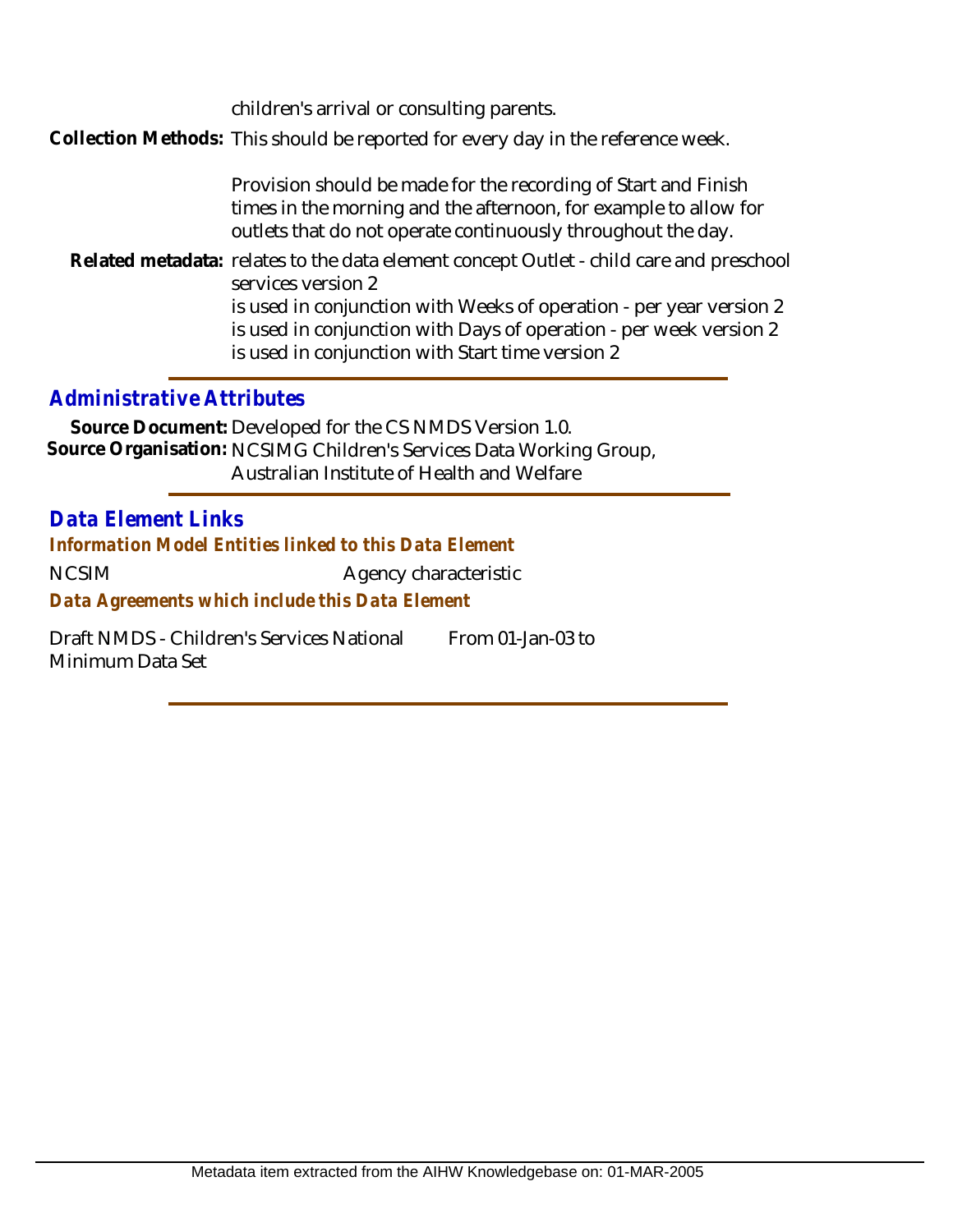children's arrival or consulting parents.

**Collection Methods:** This should be reported for every day in the reference week.

Provision should be made for the recording of Start and Finish times in the morning and the afternoon, for example to allow for outlets that do not operate continuously throughout the day.

**Related metadata:** relates to the data element concept Outlet - child care and preschool services version 2
is used in conjunction with Weeks of operation - per year version 2
is used in conjunction with Days of operation - per week version 2
is used in conjunction with Start time version 2

## Administrative Attributes

**Source Document:** Developed for the CS NMDS Version 1.0.
**Source Organisation:** NCSIMG Children's Services Data Working Group, Australian Institute of Health and Welfare

## Data Element Links

### Information Model Entities linked to this Data Element

| | |
|---|---|
| NCSIM | Agency characteristic |

### Data Agreements which include this Data Element

| | |
|---|---|
| Draft NMDS - Children's Services National Minimum Data Set | From 01-Jan-03 to |